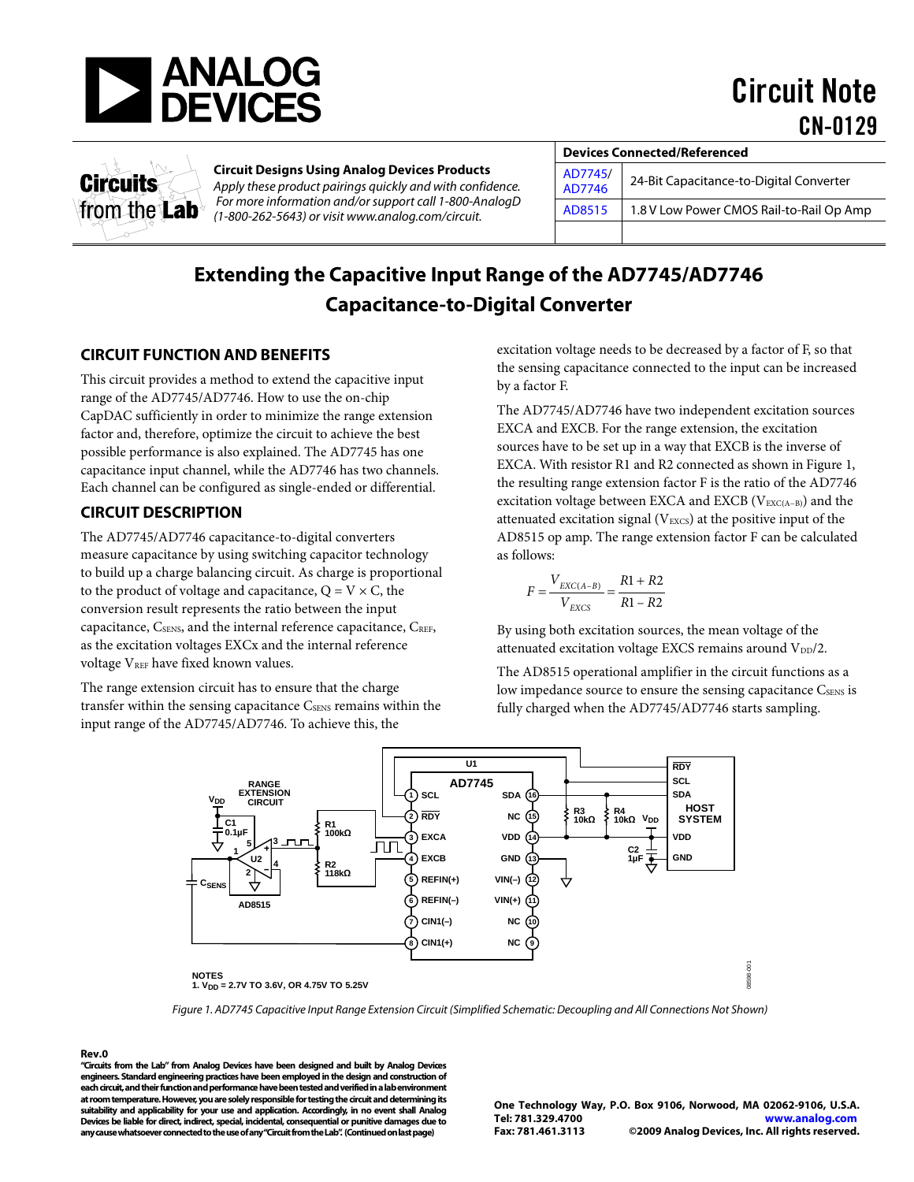# Circuit Note CN-0129

**Circuits from the Lab**

**Circuit Designs Using Analog Devices Products**
*Apply these product pairings quickly and with confidence. For more information and/or support call 1-800-AnalogD (1-800-262-5643) or visit www.analog.com/circuit.*

| Devices Connected/Referenced | |
|---|---|
| AD7745/ AD7746 | 24-Bit Capacitance-to-Digital Converter |
| AD8515 | 1.8 V Low Power CMOS Rail-to-Rail Op Amp |
| | |

# Extending the Capacitive Input Range of the AD7745/AD7746 Capacitance-to-Digital Converter

## CIRCUIT FUNCTION AND BENEFITS

This circuit provides a method to extend the capacitive input range of the AD7745/AD7746. How to use the on-chip CapDAC sufficiently in order to minimize the range extension factor and, therefore, optimize the circuit to achieve the best possible performance is also explained. The AD7745 has one capacitance input channel, while the AD7746 has two channels. Each channel can be configured as single-ended or differential.

## CIRCUIT DESCRIPTION

The AD7745/AD7746 capacitance-to-digital converters measure capacitance by using switching capacitor technology to build up a charge balancing circuit. As charge is proportional to the product of voltage and capacitance, Q = V × C, the conversion result represents the ratio between the input capacitance, $C_{SENS}$, and the internal reference capacitance, $C_{REF}$, as the excitation voltages EXCx and the internal reference voltage $V_{REF}$ have fixed known values.

The range extension circuit has to ensure that the charge transfer within the sensing capacitance $C_{SENS}$ remains within the input range of the AD7745/AD7746. To achieve this, the excitation voltage needs to be decreased by a factor of F, so that the sensing capacitance connected to the input can be increased by a factor F.

The AD7745/AD7746 have two independent excitation sources EXCA and EXCB. For the range extension, the excitation sources have to be set up in a way that EXCB is the inverse of EXCA. With resistor R1 and R2 connected as shown in Figure 1, the resulting range extension factor F is the ratio of the AD7746 excitation voltage between EXCA and EXCB ($V_{EXC(A-B)}$) and the attenuated excitation signal ($V_{EXCS}$) at the positive input of the AD8515 op amp. The range extension factor F can be calculated as follows:

$$F = \frac{V_{EXC(A-B)}}{V_{EXCS}} = \frac{R1 + R2}{R1 - R2}$$

By using both excitation sources, the mean voltage of the attenuated excitation voltage EXCS remains around $V_{DD}/2$.

The AD8515 operational amplifier in the circuit functions as a low impedance source to ensure the sensing capacitance $C_{SENS}$ is fully charged when the AD7745/AD7746 starts sampling.

*Figure 1. AD7745 Capacitive Input Range Extension Circuit (Simplified Schematic: Decoupling and All Connections Not Shown)*

**Rev.0**

**"Circuits from the Lab" from Analog Devices have been designed and built by Analog Devices engineers. Standard engineering practices have been employed in the design and construction of each circuit, and their function and performance have been tested and verified in a lab environment at room temperature. However, you are solely responsible for testing the circuit and determining its suitability and applicability for your use and application. Accordingly, in no event shall Analog Devices be liable for direct, indirect, special, incidental, consequential or punitive damages due to any cause whatsoever connected to the use of any "Circuit from the Lab". (Continued on last page)**

One Technology Way, P.O. Box 9106, Norwood, MA 02062-9106, U.S.A.
Tel: 781.329.4700 www.analog.com
Fax: 781.461.3113 ©2009 Analog Devices, Inc. All rights reserved.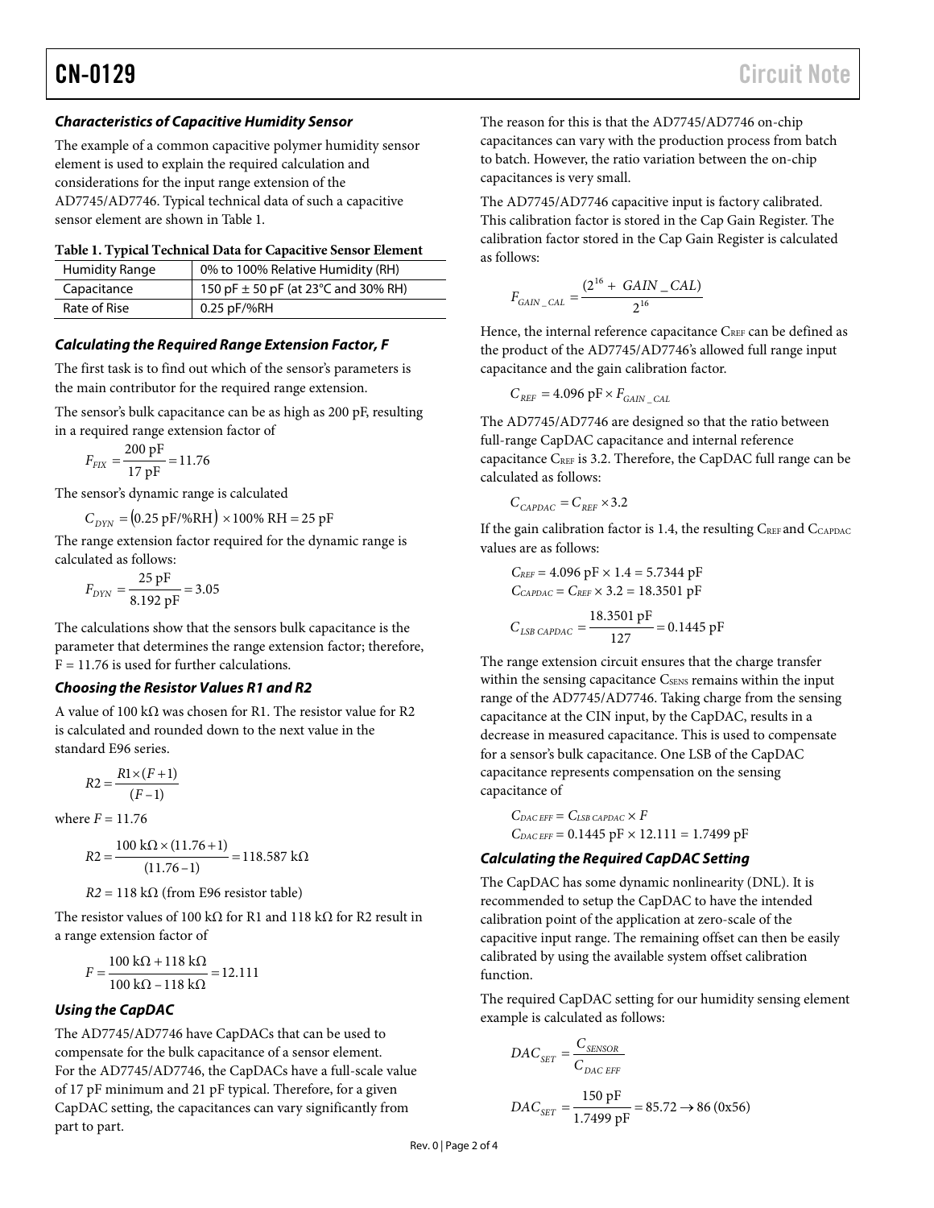### Characteristics of Capacitive Humidity Sensor

The example of a common capacitive polymer humidity sensor element is used to explain the required calculation and considerations for the input range extension of the AD7745/AD7746. Typical technical data of such a capacitive sensor element are shown in Table 1.

**Table 1. Typical Technical Data for Capacitive Sensor Element**

| Humidity Range | 0% to 100% Relative Humidity (RH) |
|---|---|
| Capacitance | 150 pF ± 50 pF (at 23°C and 30% RH) |
| Rate of Rise | 0.25 pF/%RH |

### Calculating the Required Range Extension Factor, F

The first task is to find out which of the sensor's parameters is the main contributor for the required range extension.

The sensor's bulk capacitance can be as high as 200 pF, resulting in a required range extension factor of

$$F_{FIX} = \frac{200\text{ pF}}{17\text{ pF}} = 11.76$$

The sensor's dynamic range is calculated

$$C_{DYN} = (0.25\text{ pF/\%RH}) \times 100\%\text{ RH} = 25\text{ pF}$$

The range extension factor required for the dynamic range is calculated as follows:

$$F_{DYN} = \frac{25\text{ pF}}{8.192\text{ pF}} = 3.05$$

The calculations show that the sensors bulk capacitance is the parameter that determines the range extension factor; therefore, F = 11.76 is used for further calculations.

### Choosing the Resistor Values R1 and R2

A value of 100 kΩ was chosen for R1. The resistor value for R2 is calculated and rounded down to the next value in the standard E96 series.

$$R2 = \frac{R1 \times (F+1)}{(F-1)}$$

where $F = 11.76$

$$R2 = \frac{100\text{ k}\Omega \times (11.76+1)}{(11.76-1)} = 118.587\text{ k}\Omega$$

$R2 = 118\text{ k}\Omega$ (from E96 resistor table)

The resistor values of 100 kΩ for R1 and 118 kΩ for R2 result in a range extension factor of

$$F = \frac{100\text{ k}\Omega + 118\text{ k}\Omega}{100\text{ k}\Omega - 118\text{ k}\Omega} = 12.111$$

### Using the CapDAC

The AD7745/AD7746 have CapDACs that can be used to compensate for the bulk capacitance of a sensor element. For the AD7745/AD7746, the CapDACs have a full-scale value of 17 pF minimum and 21 pF typical. Therefore, for a given CapDAC setting, the capacitances can vary significantly from part to part.

The reason for this is that the AD7745/AD7746 on-chip capacitances can vary with the production process from batch to batch. However, the ratio variation between the on-chip capacitances is very small.

The AD7745/AD7746 capacitive input is factory calibrated. This calibration factor is stored in the Cap Gain Register. The calibration factor stored in the Cap Gain Register is calculated as follows:

$$F_{GAIN\_CAL} = \frac{(2^{16} + GAIN\_CAL)}{2^{16}}$$

Hence, the internal reference capacitance $C_{REF}$ can be defined as the product of the AD7745/AD7746's allowed full range input capacitance and the gain calibration factor.

$$C_{REF} = 4.096\text{ pF} \times F_{GAIN\_CAL}$$

The AD7745/AD7746 are designed so that the ratio between full-range CapDAC capacitance and internal reference capacitance $C_{REF}$ is 3.2. Therefore, the CapDAC full range can be calculated as follows:

$$C_{CAPDAC} = C_{REF} \times 3.2$$

If the gain calibration factor is 1.4, the resulting $C_{REF}$ and $C_{CAPDAC}$ values are as follows:

$$C_{REF} = 4.096\text{ pF} \times 1.4 = 5.7344\text{ pF}$$

$$C_{CAPDAC} = C_{REF} \times 3.2 = 18.3501\text{ pF}$$

$$C_{LSB\ CAPDAC} = \frac{18.3501\text{ pF}}{127} = 0.1445\text{ pF}$$

The range extension circuit ensures that the charge transfer within the sensing capacitance $C_{SENS}$ remains within the input range of the AD7745/AD7746. Taking charge from the sensing capacitance at the CIN input, by the CapDAC, results in a decrease in measured capacitance. This is used to compensate for a sensor's bulk capacitance. One LSB of the CapDAC capacitance represents compensation on the sensing capacitance of

$$C_{DAC\ EFF} = C_{LSB\ CAPDAC} \times F$$

$$C_{DAC\ EFF} = 0.1445\text{ pF} \times 12.111 = 1.7499\text{ pF}$$

### Calculating the Required CapDAC Setting

The CapDAC has some dynamic nonlinearity (DNL). It is recommended to setup the CapDAC to have the intended calibration point of the application at zero-scale of the capacitive input range. The remaining offset can then be easily calibrated by using the available system offset calibration function.

The required CapDAC setting for our humidity sensing element example is calculated as follows:

$$DAC_{SET} = \frac{C_{SENSOR}}{C_{DAC\ EFF}}$$

$$DAC_{SET} = \frac{150\text{ pF}}{1.7499\text{ pF}} = 85.72 \rightarrow 86\ (0x56)$$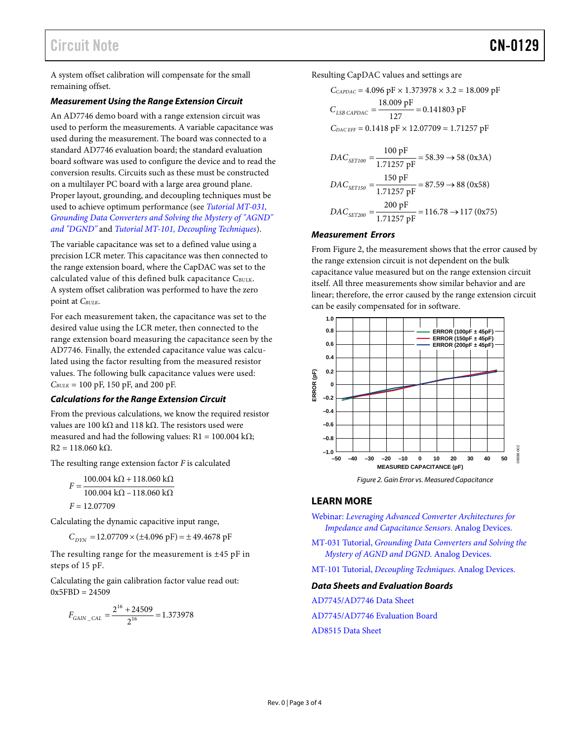A system offset calibration will compensate for the small remaining offset.

### Measurement Using the Range Extension Circuit

An AD7746 demo board with a range extension circuit was used to perform the measurements. A variable capacitance was used during the measurement. The board was connected to a standard AD7746 evaluation board; the standard evaluation board software was used to configure the device and to read the conversion results. Circuits such as these must be constructed on a multilayer PC board with a large area ground plane. Proper layout, grounding, and decoupling techniques must be used to achieve optimum performance (see *Tutorial MT-031, Grounding Data Converters and Solving the Mystery of "AGND" and "DGND"* and *Tutorial MT-101, Decoupling Techniques*).

The variable capacitance was set to a defined value using a precision LCR meter. This capacitance was then connected to the range extension board, where the CapDAC was set to the calculated value of this defined bulk capacitance $C_{BULK}$. A system offset calibration was performed to have the zero point at $C_{BULK}$.

For each measurement taken, the capacitance was set to the desired value using the LCR meter, then connected to the range extension board measuring the capacitance seen by the AD7746. Finally, the extended capacitance value was calculated using the factor resulting from the measured resistor values. The following bulk capacitance values were used: $C_{BULK}$ = 100 pF, 150 pF, and 200 pF.

### Calculations for the Range Extension Circuit

From the previous calculations, we know the required resistor values are 100 kΩ and 118 kΩ. The resistors used were measured and had the following values: R1 = 100.004 kΩ; R2 = 118.060 kΩ.

The resulting range extension factor $F$ is calculated

$$F = \frac{100.004\ \text{k}\Omega + 118.060\ \text{k}\Omega}{100.004\ \text{k}\Omega - 118.060\ \text{k}\Omega}$$

$$F = 12.07709$$

Calculating the dynamic capacitive input range,

$$C_{DYN} = 12.07709 \times (\pm 4.096\ \text{pF}) = \pm 49.4678\ \text{pF}$$

The resulting range for the measurement is ±45 pF in steps of 15 pF.

Calculating the gain calibration factor value read out: 0x5FBD = 24509

$$F_{GAIN\_CAL} = \frac{2^{16} + 24509}{2^{16}} = 1.373978$$

Resulting CapDAC values and settings are

$$C_{CAPDAC} = 4.096\ \text{pF} \times 1.373978 \times 3.2 = 18.009\ \text{pF}$$

$$C_{LSB\ CAPDAC} = \frac{18.009\ \text{pF}}{127} = 0.141803\ \text{pF}$$

$$C_{DAC\ EFF} = 0.1418\ \text{pF} \times 12.07709 = 1.71257\ \text{pF}$$

$$DAC_{SET100} = \frac{100\ \text{pF}}{1.71257\ \text{pF}} = 58.39 \rightarrow 58\ (0\text{x}3\text{A})$$

$$DAC_{SET150} = \frac{150\ \text{pF}}{1.71257\ \text{pF}} = 87.59 \rightarrow 88\ (0\text{x}58)$$

$$DAC_{SET200} = \frac{200\ \text{pF}}{1.71257\ \text{pF}} = 116.78 \rightarrow 117\ (0\text{x}75)$$

### Measurement Errors

From Figure 2, the measurement shows that the error caused by the range extension circuit is not dependent on the bulk capacitance value measured but on the range extension circuit itself. All three measurements show similar behavior and are linear; therefore, the error caused by the range extension circuit can be easily compensated for in software.

Figure 2. Gain Error vs. Measured Capacitance

## LEARN MORE

Webinar: *Leveraging Advanced Converter Architectures for Impedance and Capacitance Sensors.* Analog Devices.

MT-031 Tutorial, *Grounding Data Converters and Solving the Mystery of AGND and DGND.* Analog Devices.

MT-101 Tutorial, *Decoupling Techniques.* Analog Devices.

### Data Sheets and Evaluation Boards

AD7745/AD7746 Data Sheet

AD7745/AD7746 Evaluation Board

AD8515 Data Sheet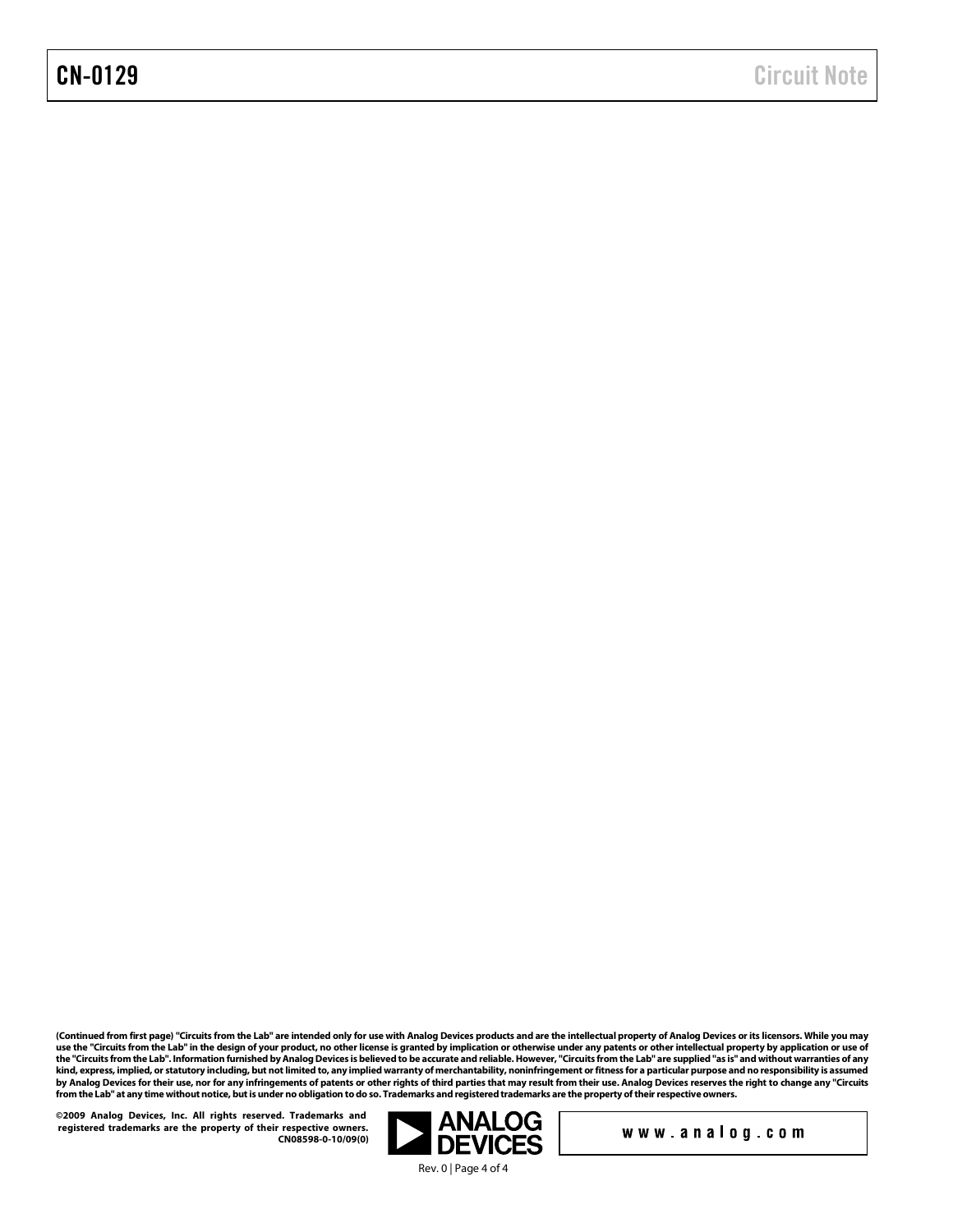**(Continued from first page) "Circuits from the Lab" are intended only for use with Analog Devices products and are the intellectual property of Analog Devices or its licensors. While you may use the "Circuits from the Lab" in the design of your product, no other license is granted by implication or otherwise under any patents or other intellectual property by application or use of the "Circuits from the Lab". Information furnished by Analog Devices is believed to be accurate and reliable. However, "Circuits from the Lab" are supplied "as is" and without warranties of any kind, express, implied, or statutory including, but not limited to, any implied warranty of merchantability, noninfringement or fitness for a particular purpose and no responsibility is assumed by Analog Devices for their use, nor for any infringements of patents or other rights of third parties that may result from their use. Analog Devices reserves the right to change any "Circuits from the Lab" at any time without notice, but is under no obligation to do so. Trademarks and registered trademarks are the property of their respective owners.**

**©2009 Analog Devices, Inc. All rights reserved. Trademarks and registered trademarks are the property of their respective owners.**
**CN08598-0-10/09(0)**

ANALOG DEVICES

www.analog.com